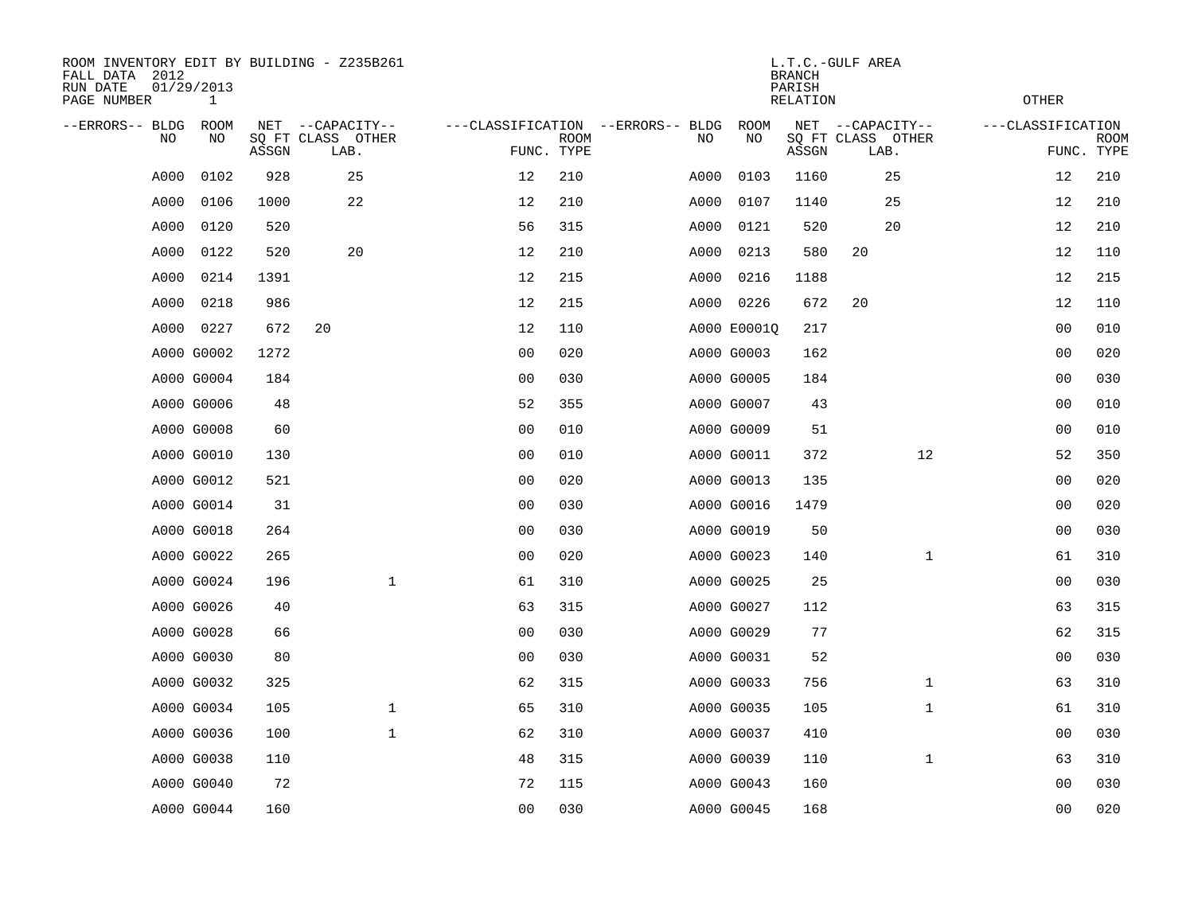ROOM INVENTORY EDIT BY BUILDING - Z235B261
FALL DATA 2012
RUN DATE 01/29/2013
PAGE NUMBER 1

L.T.C.-GULF AREA
BRANCH
PARISH
RELATION
OTHER

| --ERRORS-- | BLDG NO | ROOM NO | NET SQ FT ASSGN | --CAPACITY-- CLASS | LAB. | OTHER | ---CLASSIFICATION FUNC. | ROOM TYPE | --ERRORS-- | BLDG NO | ROOM NO | NET SQ FT ASSGN | --CAPACITY-- CLASS | LAB. | OTHER | ---CLASSIFICATION FUNC. | ROOM TYPE |
|---|---|---|---|---|---|---|---|---|---|---|---|---|---|---|---|---|---|
| | A000 | 0102 | 928 | | 25 | | 12 | 210 | | A000 | 0103 | 1160 | | 25 | | 12 | 210 |
| | A000 | 0106 | 1000 | | 22 | | 12 | 210 | | A000 | 0107 | 1140 | | 25 | | 12 | 210 |
| | A000 | 0120 | 520 | | | | 56 | 315 | | A000 | 0121 | 520 | | 20 | | 12 | 210 |
| | A000 | 0122 | 520 | | 20 | | 12 | 210 | | A000 | 0213 | 580 | 20 | | | 12 | 110 |
| | A000 | 0214 | 1391 | | | | 12 | 215 | | A000 | 0216 | 1188 | | | | 12 | 215 |
| | A000 | 0218 | 986 | | | | 12 | 215 | | A000 | 0226 | 672 | 20 | | | 12 | 110 |
| | A000 | 0227 | 672 | 20 | | | 12 | 110 | | A000 | E0001Q | 217 | | | | 00 | 010 |
| | A000 | G0002 | 1272 | | | | 00 | 020 | | A000 | G0003 | 162 | | | | 00 | 020 |
| | A000 | G0004 | 184 | | | | 00 | 030 | | A000 | G0005 | 184 | | | | 00 | 030 |
| | A000 | G0006 | 48 | | | | 52 | 355 | | A000 | G0007 | 43 | | | | 00 | 010 |
| | A000 | G0008 | 60 | | | | 00 | 010 | | A000 | G0009 | 51 | | | | 00 | 010 |
| | A000 | G0010 | 130 | | | | 00 | 010 | | A000 | G0011 | 372 | | | 12 | 52 | 350 |
| | A000 | G0012 | 521 | | | | 00 | 020 | | A000 | G0013 | 135 | | | | 00 | 020 |
| | A000 | G0014 | 31 | | | | 00 | 030 | | A000 | G0016 | 1479 | | | | 00 | 020 |
| | A000 | G0018 | 264 | | | | 00 | 030 | | A000 | G0019 | 50 | | | | 00 | 030 |
| | A000 | G0022 | 265 | | | | 00 | 020 | | A000 | G0023 | 140 | | | 1 | 61 | 310 |
| | A000 | G0024 | 196 | | | 1 | 61 | 310 | | A000 | G0025 | 25 | | | | 00 | 030 |
| | A000 | G0026 | 40 | | | | 63 | 315 | | A000 | G0027 | 112 | | | | 63 | 315 |
| | A000 | G0028 | 66 | | | | 00 | 030 | | A000 | G0029 | 77 | | | | 62 | 315 |
| | A000 | G0030 | 80 | | | | 00 | 030 | | A000 | G0031 | 52 | | | | 00 | 030 |
| | A000 | G0032 | 325 | | | | 62 | 315 | | A000 | G0033 | 756 | | | 1 | 63 | 310 |
| | A000 | G0034 | 105 | | | 1 | 65 | 310 | | A000 | G0035 | 105 | | | 1 | 61 | 310 |
| | A000 | G0036 | 100 | | | 1 | 62 | 310 | | A000 | G0037 | 410 | | | | 00 | 030 |
| | A000 | G0038 | 110 | | | | 48 | 315 | | A000 | G0039 | 110 | | | 1 | 63 | 310 |
| | A000 | G0040 | 72 | | | | 72 | 115 | | A000 | G0043 | 160 | | | | 00 | 030 |
| | A000 | G0044 | 160 | | | | 00 | 030 | | A000 | G0045 | 168 | | | | 00 | 020 |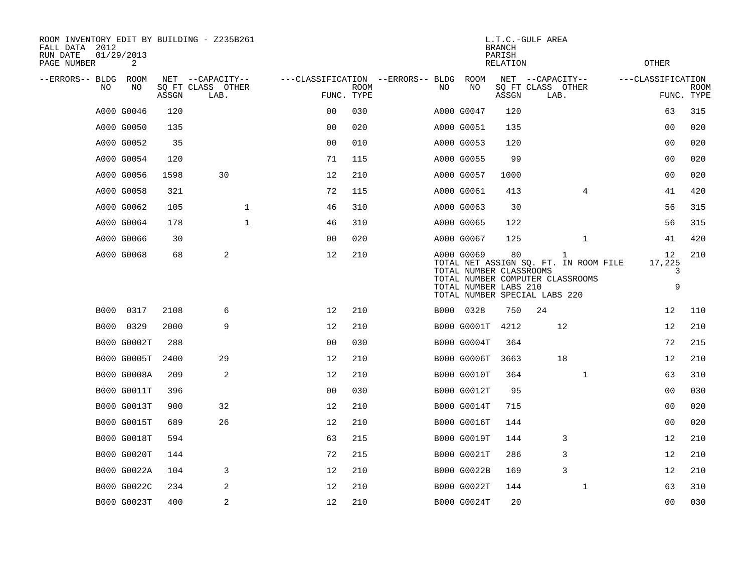ROOM INVENTORY EDIT BY BUILDING - Z235B261
FALL DATA 2012
RUN DATE 01/29/2013

L.T.C.-GULF AREA
BRANCH
PARISH
RELATION
OTHER

| --ERRORS-- | BLDG NO | ROOM NO | NET SQ FT ASSGN | CAPACITY CLASS | CAPACITY LAB. | CAPACITY OTHER | CLASSIFICATION FUNC. | ROOM TYPE | --ERRORS-- | BLDG NO | ROOM NO | NET SQ FT ASSGN | CAPACITY CLASS | CAPACITY LAB. | CAPACITY OTHER | CLASSIFICATION FUNC. | ROOM TYPE |
|---|---|---|---|---|---|---|---|---|---|---|---|---|---|---|---|---|---|
| | A000 | G0046 | 120 | | | | 00 | 030 | | A000 | G0047 | 120 | | | | 63 | 315 |
| | A000 | G0050 | 135 | | | | 00 | 020 | | A000 | G0051 | 135 | | | | 00 | 020 |
| | A000 | G0052 | 35 | | | | 00 | 010 | | A000 | G0053 | 120 | | | | 00 | 020 |
| | A000 | G0054 | 120 | | | | 71 | 115 | | A000 | G0055 | 99 | | | | 00 | 020 |
| | A000 | G0056 | 1598 | | 30 | | 12 | 210 | | A000 | G0057 | 1000 | | | | 00 | 020 |
| | A000 | G0058 | 321 | | | | 72 | 115 | | A000 | G0061 | 413 | | | 4 | 41 | 420 |
| | A000 | G0062 | 105 | | | 1 | 46 | 310 | | A000 | G0063 | 30 | | | | 56 | 315 |
| | A000 | G0064 | 178 | | | 1 | 46 | 310 | | A000 | G0065 | 122 | | | | 56 | 315 |
| | A000 | G0066 | 30 | | | | 00 | 020 | | A000 | G0067 | 125 | | | 1 | 41 | 420 |
| | A000 | G0068 | 68 | | 2 | | 12 | 210 | | A000 | G0069 | 80 | | 1 | | 12 | 210 |
| | | | | | | | | | | TOTAL NET ASSIGN SQ. FT. IN ROOM FILE | | | | | | 17,225 | |
| | | | | | | | | | | TOTAL NUMBER CLASSROOMS | | | | | | 3 | |
| | | | | | | | | | | TOTAL NUMBER COMPUTER CLASSROOMS | | | | | | | |
| | | | | | | | | | | TOTAL NUMBER LABS 210 | | | | | | 9 | |
| | | | | | | | | | | TOTAL NUMBER SPECIAL LABS 220 | | | | | | | |
| | B000 | 0317 | 2108 | | 6 | | 12 | 210 | | B000 | 0328 | 750 | 24 | | | 12 | 110 |
| | B000 | 0329 | 2000 | | 9 | | 12 | 210 | | B000 | G0001T | 4212 | | 12 | | 12 | 210 |
| | B000 | G0002T | 288 | | | | 00 | 030 | | B000 | G0004T | 364 | | | | 72 | 215 |
| | B000 | G0005T | 2400 | | 29 | | 12 | 210 | | B000 | G0006T | 3663 | | 18 | | 12 | 210 |
| | B000 | G0008A | 209 | | 2 | | 12 | 210 | | B000 | G0010T | 364 | | | 1 | 63 | 310 |
| | B000 | G0011T | 396 | | | | 00 | 030 | | B000 | G0012T | 95 | | | | 00 | 030 |
| | B000 | G0013T | 900 | | 32 | | 12 | 210 | | B000 | G0014T | 715 | | | | 00 | 020 |
| | B000 | G0015T | 689 | | 26 | | 12 | 210 | | B000 | G0016T | 144 | | | | 00 | 020 |
| | B000 | G0018T | 594 | | | | 63 | 215 | | B000 | G0019T | 144 | | 3 | | 12 | 210 |
| | B000 | G0020T | 144 | | | | 72 | 215 | | B000 | G0021T | 286 | | 3 | | 12 | 210 |
| | B000 | G0022A | 104 | | 3 | | 12 | 210 | | B000 | G0022B | 169 | | 3 | | 12 | 210 |
| | B000 | G0022C | 234 | | 2 | | 12 | 210 | | B000 | G0022T | 144 | | | 1 | 63 | 310 |
| | B000 | G0023T | 400 | | 2 | | 12 | 210 | | B000 | G0024T | 20 | | | | 00 | 030 |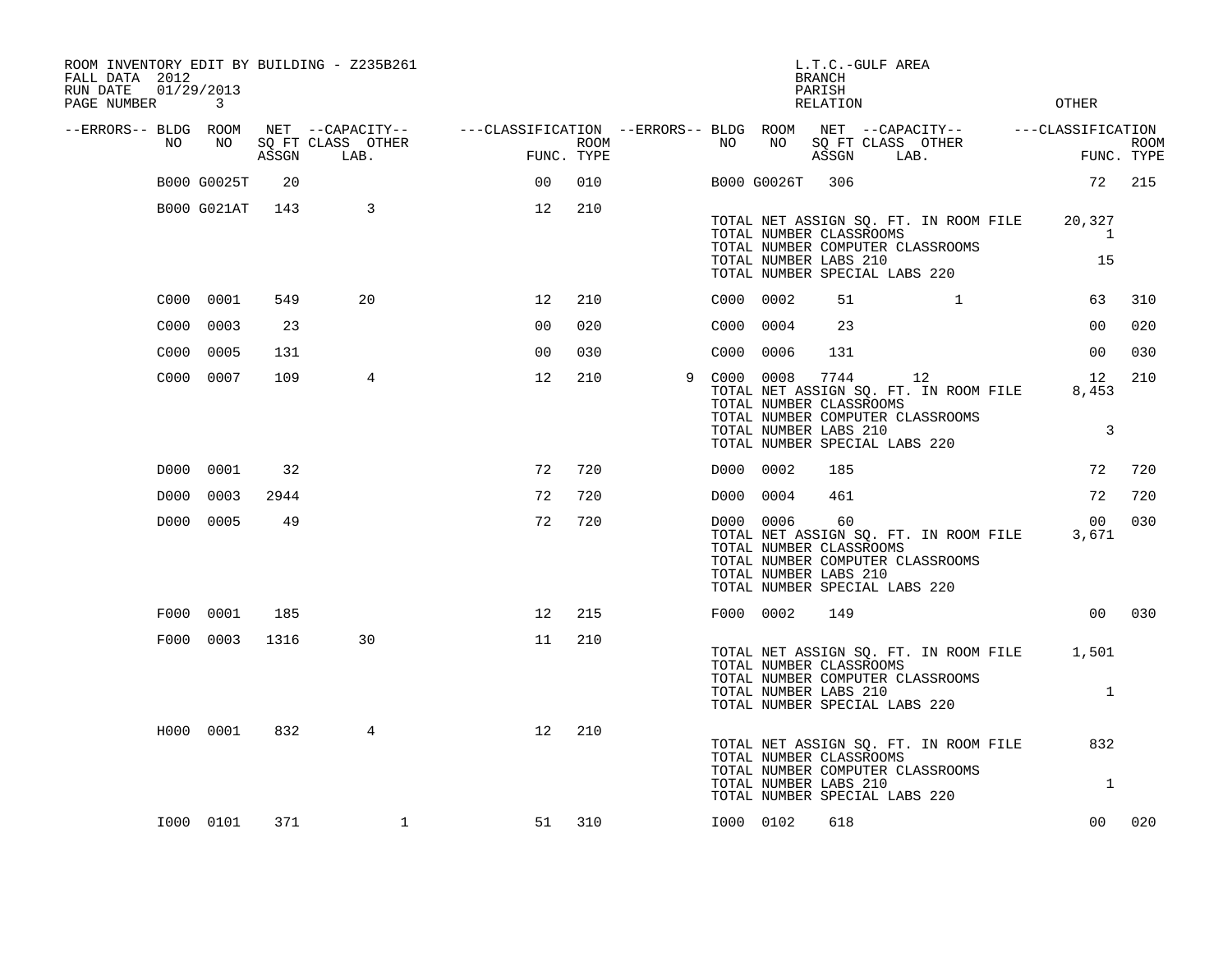ROOM INVENTORY EDIT BY BUILDING - Z235B261
FALL DATA 2012
RUN DATE 01/29/2013

L.T.C.-GULF AREA
BRANCH
PARISH
RELATION
OTHER

| --ERRORS-- | BLDG NO | ROOM NO | NET SQ FT ASSGN | CAPACITY CLASS LAB. | CAPACITY OTHER | CLASSIFICATION FUNC. | ROOM TYPE | --ERRORS-- | BLDG NO | ROOM NO | NET SQ FT ASSGN | CAPACITY CLASS LAB. | CAPACITY OTHER | CLASSIFICATION FUNC. | ROOM TYPE |
|---|---|---|---|---|---|---|---|---|---|---|---|---|---|---|---|
| | B000 | G0025T | 20 | | | 00 | 010 | | B000 | G0026T | 306 | | | 72 | 215 |
| | B000 | G021AT | 143 | 3 | | 12 | 210 | | | | | | | | |
| | | | | | | | | | TOTAL NET ASSIGN SQ. FT. IN ROOM FILE | | | | | 20,327 | |
| | | | | | | | | | TOTAL NUMBER CLASSROOMS | | | | | 1 | |
| | | | | | | | | | TOTAL NUMBER COMPUTER CLASSROOMS | | | | | | |
| | | | | | | | | | TOTAL NUMBER LABS 210 | | | | | 15 | |
| | | | | | | | | | TOTAL NUMBER SPECIAL LABS 220 | | | | | | |
| | C000 | 0001 | 549 | 20 | | 12 | 210 | | C000 | 0002 | 51 | | 1 | 63 | 310 |
| | C000 | 0003 | 23 | | | 00 | 020 | | C000 | 0004 | 23 | | | 00 | 020 |
| | C000 | 0005 | 131 | | | 00 | 030 | | C000 | 0006 | 131 | | | 00 | 030 |
| | C000 | 0007 | 109 | 4 | | 12 | 210 | 9 | C000 | 0008 | 7744 | 12 | | 12 | 210 |
| | | | | | | | | | TOTAL NET ASSIGN SQ. FT. IN ROOM FILE | | | | | 8,453 | |
| | | | | | | | | | TOTAL NUMBER CLASSROOMS | | | | | | |
| | | | | | | | | | TOTAL NUMBER COMPUTER CLASSROOMS | | | | | | |
| | | | | | | | | | TOTAL NUMBER LABS 210 | | | | | 3 | |
| | | | | | | | | | TOTAL NUMBER SPECIAL LABS 220 | | | | | | |
| | D000 | 0001 | 32 | | | 72 | 720 | | D000 | 0002 | 185 | | | 72 | 720 |
| | D000 | 0003 | 2944 | | | 72 | 720 | | D000 | 0004 | 461 | | | 72 | 720 |
| | D000 | 0005 | 49 | | | 72 | 720 | | D000 | 0006 | 60 | | | 00 | 030 |
| | | | | | | | | | TOTAL NET ASSIGN SQ. FT. IN ROOM FILE | | | | | 3,671 | |
| | | | | | | | | | TOTAL NUMBER CLASSROOMS | | | | | | |
| | | | | | | | | | TOTAL NUMBER COMPUTER CLASSROOMS | | | | | | |
| | | | | | | | | | TOTAL NUMBER LABS 210 | | | | | | |
| | | | | | | | | | TOTAL NUMBER SPECIAL LABS 220 | | | | | | |
| | F000 | 0001 | 185 | | | 12 | 215 | | F000 | 0002 | 149 | | | 00 | 030 |
| | F000 | 0003 | 1316 | 30 | | 11 | 210 | | | | | | | | |
| | | | | | | | | | TOTAL NET ASSIGN SQ. FT. IN ROOM FILE | | | | | 1,501 | |
| | | | | | | | | | TOTAL NUMBER CLASSROOMS | | | | | | |
| | | | | | | | | | TOTAL NUMBER COMPUTER CLASSROOMS | | | | | | |
| | | | | | | | | | TOTAL NUMBER LABS 210 | | | | | 1 | |
| | | | | | | | | | TOTAL NUMBER SPECIAL LABS 220 | | | | | | |
| | H000 | 0001 | 832 | 4 | | 12 | 210 | | | | | | | | |
| | | | | | | | | | TOTAL NET ASSIGN SQ. FT. IN ROOM FILE | | | | | 832 | |
| | | | | | | | | | TOTAL NUMBER CLASSROOMS | | | | | | |
| | | | | | | | | | TOTAL NUMBER COMPUTER CLASSROOMS | | | | | | |
| | | | | | | | | | TOTAL NUMBER LABS 210 | | | | | 1 | |
| | | | | | | | | | TOTAL NUMBER SPECIAL LABS 220 | | | | | | |
| | I000 | 0101 | 371 | | 1 | 51 | 310 | | I000 | 0102 | 618 | | | 00 | 020 |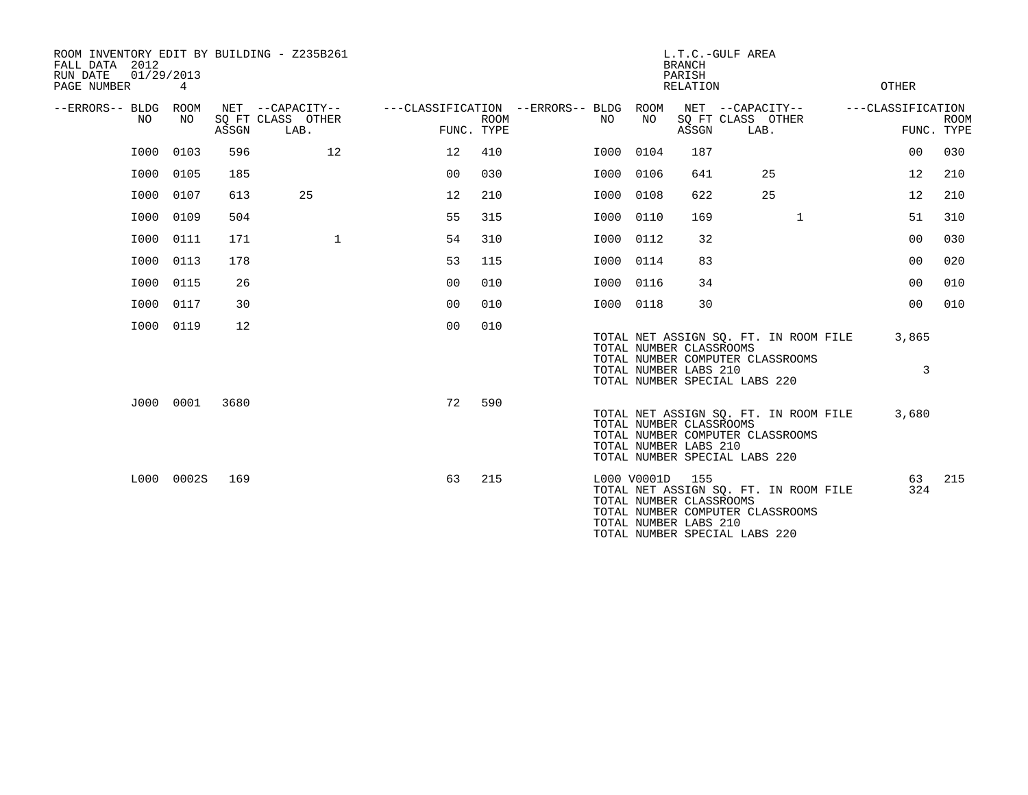ROOM INVENTORY EDIT BY BUILDING - Z235B261
FALL DATA 2012
RUN DATE 01/29/2013
PAGE NUMBER 4

L.T.C.-GULF AREA
BRANCH
PARISH
RELATION
OTHER

| --ERRORS-- | BLDG NO | ROOM NO | NET SQ FT ASSGN | --CAPACITY-- CLASS LAB. | OTHER | ---CLASSIFICATION FUNC. | ROOM TYPE | --ERRORS-- | BLDG NO | ROOM NO | NET SQ FT ASSGN | --CAPACITY-- CLASS LAB. | OTHER | ---CLASSIFICATION FUNC. | ROOM TYPE |
|---|---|---|---|---|---|---|---|---|---|---|---|---|---|---|---|
| | I000 | 0103 | 596 | | 12 | 12 | 410 | | I000 | 0104 | 187 | | | 00 | 030 |
| | I000 | 0105 | 185 | | | 00 | 030 | | I000 | 0106 | 641 | 25 | | 12 | 210 |
| | I000 | 0107 | 613 | 25 | | 12 | 210 | | I000 | 0108 | 622 | 25 | | 12 | 210 |
| | I000 | 0109 | 504 | | | 55 | 315 | | I000 | 0110 | 169 | | 1 | 51 | 310 |
| | I000 | 0111 | 171 | | 1 | 54 | 310 | | I000 | 0112 | 32 | | | 00 | 030 |
| | I000 | 0113 | 178 | | | 53 | 115 | | I000 | 0114 | 83 | | | 00 | 020 |
| | I000 | 0115 | 26 | | | 00 | 010 | | I000 | 0116 | 34 | | | 00 | 010 |
| | I000 | 0117 | 30 | | | 00 | 010 | | I000 | 0118 | 30 | | | 00 | 010 |
| | I000 | 0119 | 12 | | | 00 | 010 | | | | | | | | |

TOTAL NET ASSIGN SQ. FT. IN ROOM FILE 3,865
TOTAL NUMBER CLASSROOMS
TOTAL NUMBER COMPUTER CLASSROOMS
TOTAL NUMBER LABS 210 3
TOTAL NUMBER SPECIAL LABS 220

| --ERRORS-- | BLDG NO | ROOM NO | NET SQ FT ASSGN | --CAPACITY-- CLASS LAB. | OTHER | ---CLASSIFICATION FUNC. | ROOM TYPE |
|---|---|---|---|---|---|---|---|
| | J000 | 0001 | 3680 | | | 72 | 590 |

TOTAL NET ASSIGN SQ. FT. IN ROOM FILE 3,680
TOTAL NUMBER CLASSROOMS
TOTAL NUMBER COMPUTER CLASSROOMS
TOTAL NUMBER LABS 210
TOTAL NUMBER SPECIAL LABS 220

| --ERRORS-- | BLDG NO | ROOM NO | NET SQ FT ASSGN | --CAPACITY-- CLASS LAB. | OTHER | ---CLASSIFICATION FUNC. | ROOM TYPE | --ERRORS-- | BLDG NO | ROOM NO | NET SQ FT ASSGN | --CAPACITY-- CLASS LAB. | OTHER | ---CLASSIFICATION FUNC. | ROOM TYPE |
|---|---|---|---|---|---|---|---|---|---|---|---|---|---|---|---|
| | L000 | 0002S | 169 | | | 63 | 215 | | L000 | V0001D | 155 | | | 63 | 215 |

TOTAL NET ASSIGN SQ. FT. IN ROOM FILE 324
TOTAL NUMBER CLASSROOMS
TOTAL NUMBER COMPUTER CLASSROOMS
TOTAL NUMBER LABS 210
TOTAL NUMBER SPECIAL LABS 220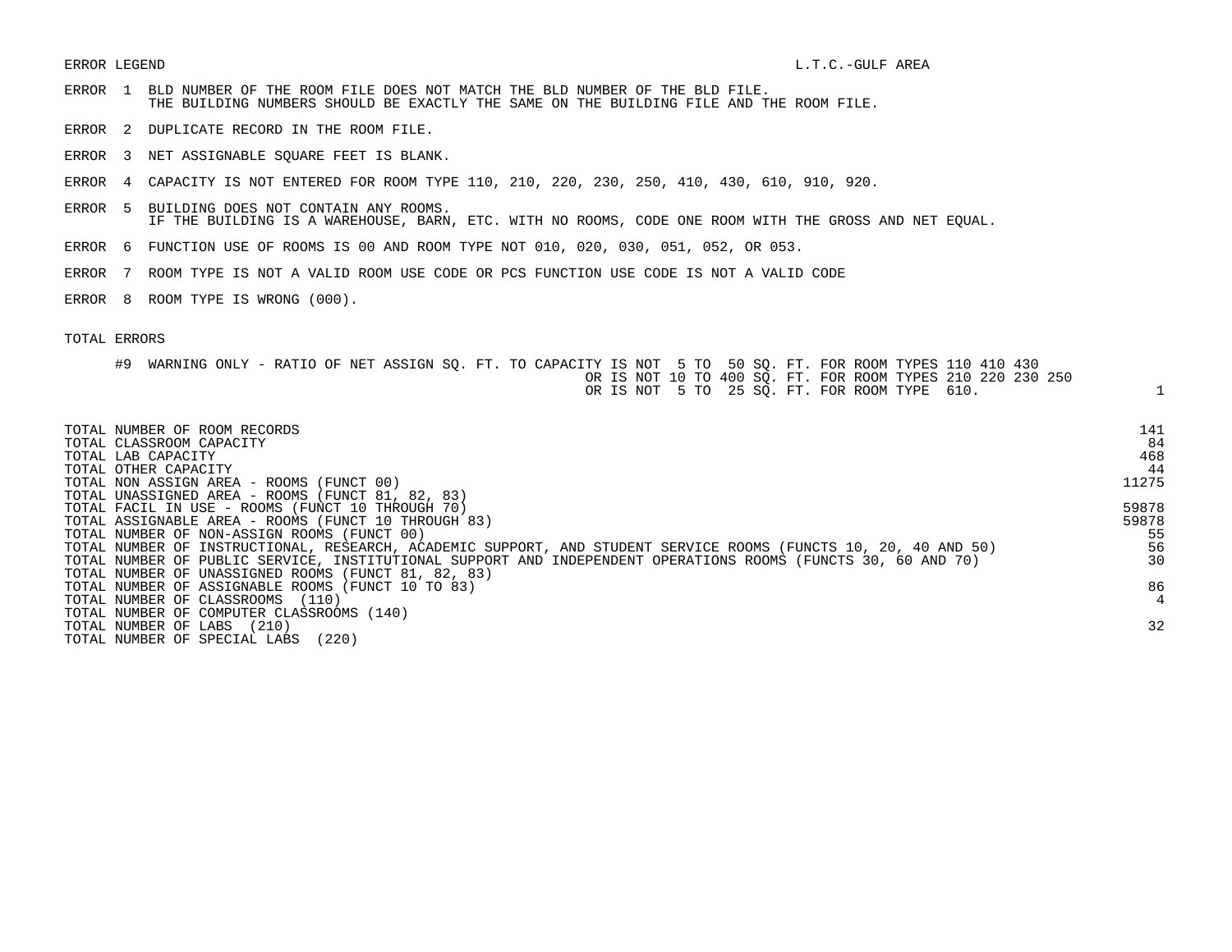ERROR LEGEND L.T.C.-GULF AREA

ERROR 1 BLD NUMBER OF THE ROOM FILE DOES NOT MATCH THE BLD NUMBER OF THE BLD FILE.
THE BUILDING NUMBERS SHOULD BE EXACTLY THE SAME ON THE BUILDING FILE AND THE ROOM FILE.

ERROR 2 DUPLICATE RECORD IN THE ROOM FILE.

ERROR 3 NET ASSIGNABLE SQUARE FEET IS BLANK.

ERROR 4 CAPACITY IS NOT ENTERED FOR ROOM TYPE 110, 210, 220, 230, 250, 410, 430, 610, 910, 920.

ERROR 5 BUILDING DOES NOT CONTAIN ANY ROOMS.
IF THE BUILDING IS A WAREHOUSE, BARN, ETC. WITH NO ROOMS, CODE ONE ROOM WITH THE GROSS AND NET EQUAL.

ERROR 6 FUNCTION USE OF ROOMS IS 00 AND ROOM TYPE NOT 010, 020, 030, 051, 052, OR 053.

ERROR 7 ROOM TYPE IS NOT A VALID ROOM USE CODE OR PCS FUNCTION USE CODE IS NOT A VALID CODE

ERROR 8 ROOM TYPE IS WRONG (000).

TOTAL ERRORS

| | |
|---|---|
| #9 WARNING ONLY - RATIO OF NET ASSIGN SQ. FT. TO CAPACITY IS NOT 5 TO 50 SQ. FT. FOR ROOM TYPES 110 410 430 OR IS NOT 10 TO 400 SQ. FT. FOR ROOM TYPES 210 220 230 250 OR IS NOT 5 TO 25 SQ. FT. FOR ROOM TYPE 610. | 1 |

| | |
|---|---|
| TOTAL NUMBER OF ROOM RECORDS | 141 |
| TOTAL CLASSROOM CAPACITY | 84 |
| TOTAL LAB CAPACITY | 468 |
| TOTAL OTHER CAPACITY | 44 |
| TOTAL NON ASSIGN AREA - ROOMS (FUNCT 00) | 11275 |
| TOTAL UNASSIGNED AREA - ROOMS (FUNCT 81, 82, 83) | |
| TOTAL FACIL IN USE - ROOMS (FUNCT 10 THROUGH 70) | 59878 |
| TOTAL ASSIGNABLE AREA - ROOMS (FUNCT 10 THROUGH 83) | 59878 |
| TOTAL NUMBER OF NON-ASSIGN ROOMS (FUNCT 00) | 55 |
| TOTAL NUMBER OF INSTRUCTIONAL, RESEARCH, ACADEMIC SUPPORT, AND STUDENT SERVICE ROOMS (FUNCTS 10, 20, 40 AND 50) | 56 |
| TOTAL NUMBER OF PUBLIC SERVICE, INSTITUTIONAL SUPPORT AND INDEPENDENT OPERATIONS ROOMS (FUNCTS 30, 60 AND 70) | 30 |
| TOTAL NUMBER OF UNASSIGNED ROOMS (FUNCT 81, 82, 83) | |
| TOTAL NUMBER OF ASSIGNABLE ROOMS (FUNCT 10 TO 83) | 86 |
| TOTAL NUMBER OF CLASSROOMS (110) | 4 |
| TOTAL NUMBER OF COMPUTER CLASSROOMS (140) | |
| TOTAL NUMBER OF LABS (210) | 32 |
| TOTAL NUMBER OF SPECIAL LABS (220) | |